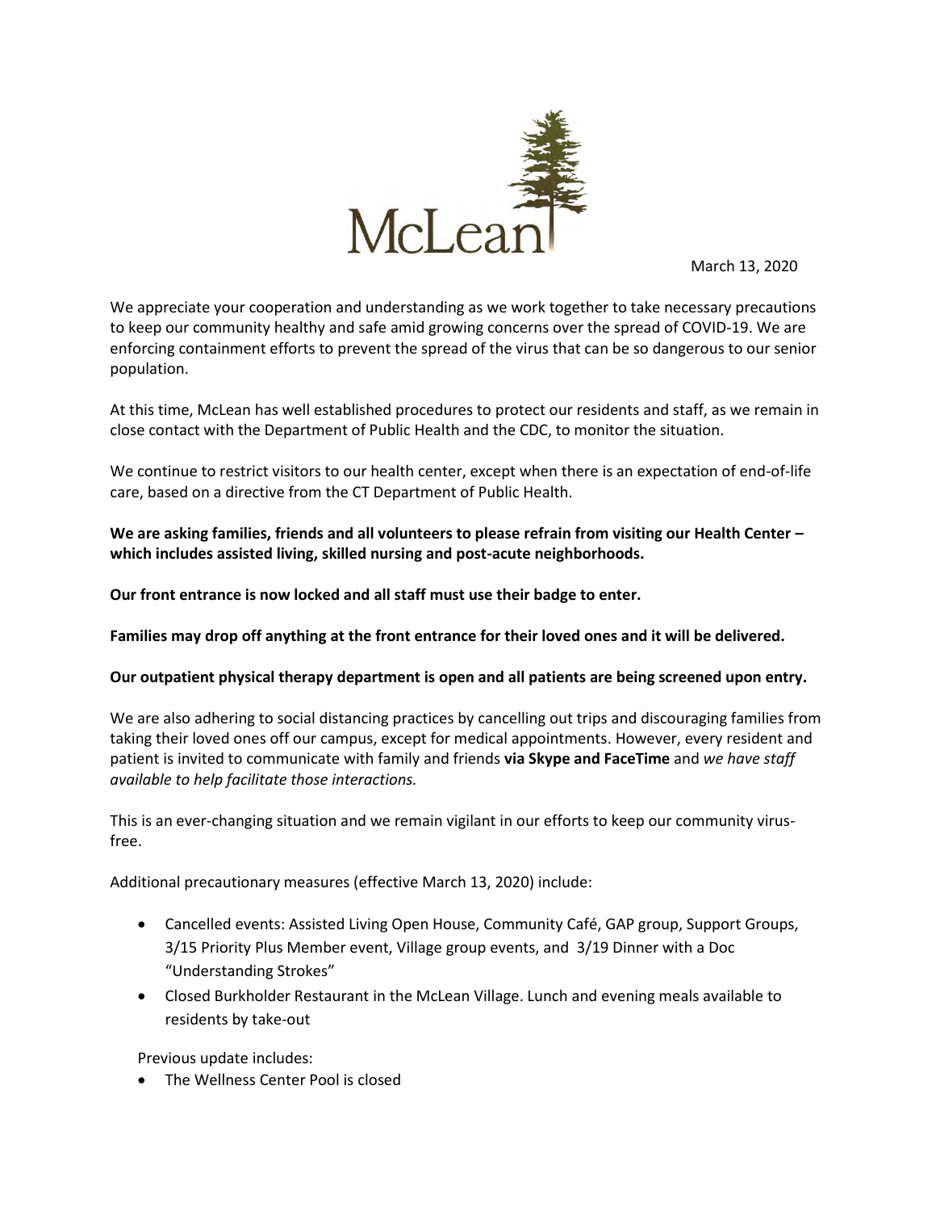McLean

March 13, 2020

We appreciate your cooperation and understanding as we work together to take necessary precautions to keep our community healthy and safe amid growing concerns over the spread of COVID-19. We are enforcing containment efforts to prevent the spread of the virus that can be so dangerous to our senior population.

At this time, McLean has well established procedures to protect our residents and staff, as we remain in close contact with the Department of Public Health and the CDC, to monitor the situation.

We continue to restrict visitors to our health center, except when there is an expectation of end-of-life care, based on a directive from the CT Department of Public Health.

**We are asking families, friends and all volunteers to please refrain from visiting our Health Center – which includes assisted living, skilled nursing and post-acute neighborhoods.**

**Our front entrance is now locked and all staff must use their badge to enter.**

**Families may drop off anything at the front entrance for their loved ones and it will be delivered.**

**Our outpatient physical therapy department is open and all patients are being screened upon entry.**

We are also adhering to social distancing practices by cancelling out trips and discouraging families from taking their loved ones off our campus, except for medical appointments. However, every resident and patient is invited to communicate with family and friends **via Skype and FaceTime** and *we have staff available to help facilitate those interactions.*

This is an ever-changing situation and we remain vigilant in our efforts to keep our community virus-free.

Additional precautionary measures (effective March 13, 2020) include:

- Cancelled events: Assisted Living Open House, Community Café, GAP group, Support Groups, 3/15 Priority Plus Member event, Village group events, and 3/19 Dinner with a Doc "Understanding Strokes"
- Closed Burkholder Restaurant in the McLean Village. Lunch and evening meals available to residents by take-out

Previous update includes:

- The Wellness Center Pool is closed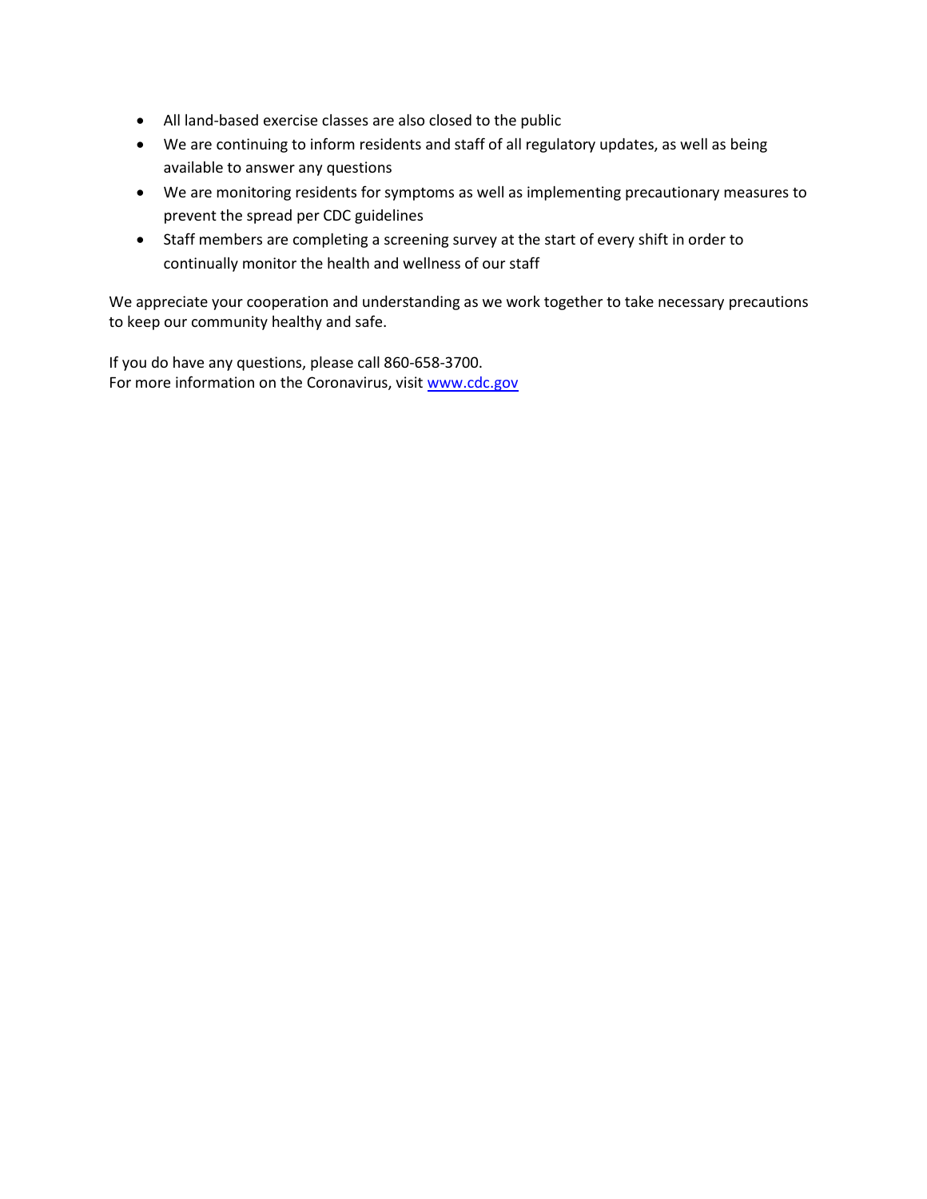- All land-based exercise classes are also closed to the public
- We are continuing to inform residents and staff of all regulatory updates, as well as being available to answer any questions
- We are monitoring residents for symptoms as well as implementing precautionary measures to prevent the spread per CDC guidelines
- Staff members are completing a screening survey at the start of every shift in order to continually monitor the health and wellness of our staff

We appreciate your cooperation and understanding as we work together to take necessary precautions to keep our community healthy and safe.

If you do have any questions, please call 860-658-3700.
For more information on the Coronavirus, visit [www.cdc.gov](http://www.cdc.gov)